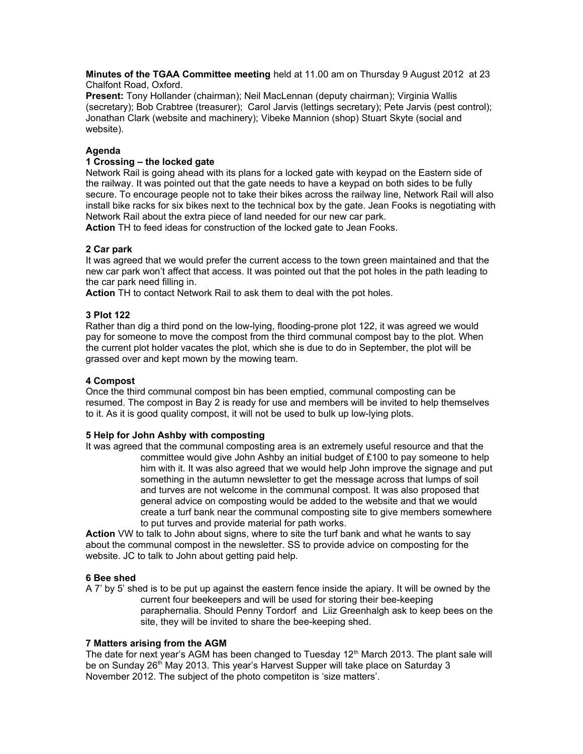**Minutes of the TGAA Committee meeting** held at 11.00 am on Thursday 9 August 2012 at 23 Chalfont Road, Oxford.

**Present:** Tony Hollander (chairman); Neil MacLennan (deputy chairman); Virginia Wallis (secretary); Bob Crabtree (treasurer); Carol Jarvis (lettings secretary); Pete Jarvis (pest control); Jonathan Clark (website and machinery); Vibeke Mannion (shop) Stuart Skyte (social and website).

## Agenda

### 1 Crossing – the locked gate

Network Rail is going ahead with its plans for a locked gate with keypad on the Eastern side of the railway. It was pointed out that the gate needs to have a keypad on both sides to be fully secure. To encourage people not to take their bikes across the railway line, Network Rail will also install bike racks for six bikes next to the technical box by the gate. Jean Fooks is negotiating with Network Rail about the extra piece of land needed for our new car park.

**Action** TH to feed ideas for construction of the locked gate to Jean Fooks.

### 2 Car park

It was agreed that we would prefer the current access to the town green maintained and that the new car park won't affect that access. It was pointed out that the pot holes in the path leading to the car park need filling in.

**Action** TH to contact Network Rail to ask them to deal with the pot holes.

### 3 Plot 122

Rather than dig a third pond on the low-lying, flooding-prone plot 122, it was agreed we would pay for someone to move the compost from the third communal compost bay to the plot. When the current plot holder vacates the plot, which she is due to do in September, the plot will be grassed over and kept mown by the mowing team.

### 4 Compost

Once the third communal compost bin has been emptied, communal composting can be resumed. The compost in Bay 2 is ready for use and members will be invited to help themselves to it. As it is good quality compost, it will not be used to bulk up low-lying plots.

### 5 Help for John Ashby with composting

It was agreed that the communal composting area is an extremely useful resource and that the committee would give John Ashby an initial budget of £100 to pay someone to help him with it. It was also agreed that we would help John improve the signage and put something in the autumn newsletter to get the message across that lumps of soil and turves are not welcome in the communal compost. It was also proposed that general advice on composting would be added to the website and that we would create a turf bank near the communal composting site to give members somewhere to put turves and provide material for path works.

**Action** VW to talk to John about signs, where to site the turf bank and what he wants to say about the communal compost in the newsletter. SS to provide advice on composting for the website. JC to talk to John about getting paid help.

### 6 Bee shed

A 7' by 5' shed is to be put up against the eastern fence inside the apiary. It will be owned by the current four beekeepers and will be used for storing their bee-keeping paraphernalia. Should Penny Tordorf and Liiz Greenhalgh ask to keep bees on the site, they will be invited to share the bee-keeping shed.

### 7 Matters arising from the AGM

The date for next year's AGM has been changed to Tuesday 12th March 2013. The plant sale will be on Sunday 26th May 2013. This year's Harvest Supper will take place on Saturday 3 November 2012. The subject of the photo competiton is 'size matters'.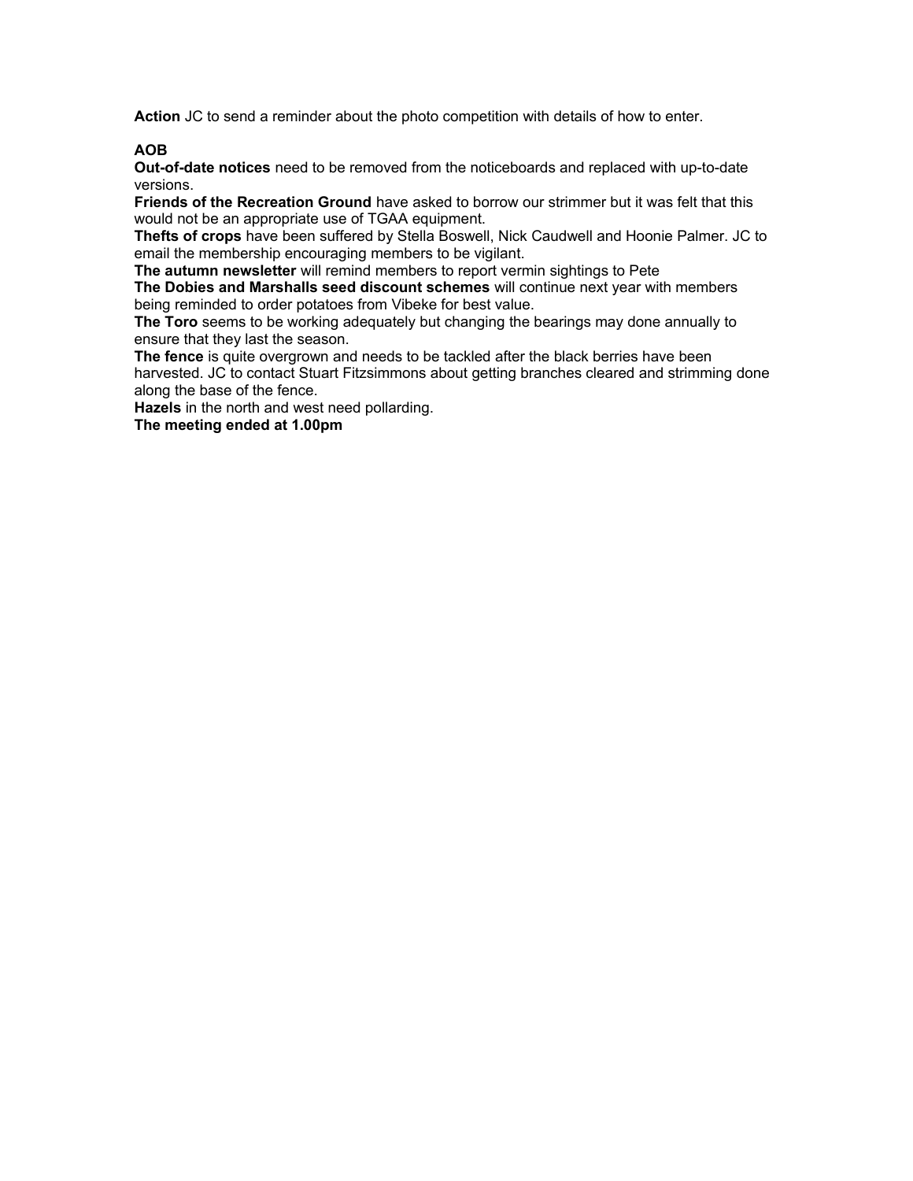**Action** JC to send a reminder about the photo competition with details of how to enter.

**AOB**

**Out-of-date notices** need to be removed from the noticeboards and replaced with up-to-date versions.

**Friends of the Recreation Ground** have asked to borrow our strimmer but it was felt that this would not be an appropriate use of TGAA equipment.

**Thefts of crops** have been suffered by Stella Boswell, Nick Caudwell and Hoonie Palmer. JC to email the membership encouraging members to be vigilant.

**The autumn newsletter** will remind members to report vermin sightings to Pete

**The Dobies and Marshalls seed discount schemes** will continue next year with members being reminded to order potatoes from Vibeke for best value.

**The Toro** seems to be working adequately but changing the bearings may done annually to ensure that they last the season.

**The fence** is quite overgrown and needs to be tackled after the black berries have been harvested. JC to contact Stuart Fitzsimmons about getting branches cleared and strimming done along the base of the fence.

**Hazels** in the north and west need pollarding.

**The meeting ended at 1.00pm**